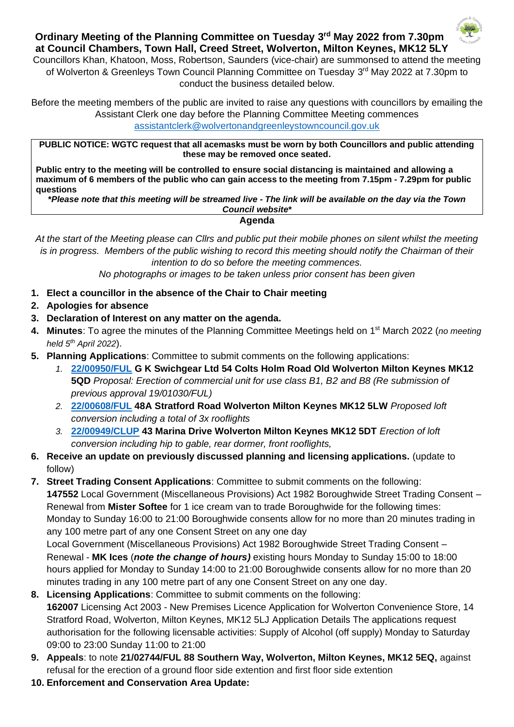# Ordinary Meeting of the Planning Committee on Tuesday 3rd May 2022 from 7.30pm at Council Chambers, Town Hall, Creed Street, Wolverton, Milton Keynes, MK12 5LY

Councillors Khan, Khatoon, Moss, Robertson, Saunders (vice-chair) are summonsed to attend the meeting of Wolverton & Greenleys Town Council Planning Committee on Tuesday 3rd May 2022 at 7.30pm to conduct the business detailed below.

Before the meeting members of the public are invited to raise any questions with councillors by emailing the Assistant Clerk one day before the Planning Committee Meeting commences
assistantclerk@wolvertonandgreenleystowncouncil.gov.uk

**PUBLIC NOTICE: WGTC request that all acemasks must be worn by both Councillors and public attending these may be removed once seated.**

**Public entry to the meeting will be controlled to ensure social distancing is maintained and allowing a maximum of 6 members of the public who can gain access to the meeting from 7.15pm - 7.29pm for public questions**

***Please note that this meeting will be streamed live - The link will be available on the day via the Town Council website***

## Agenda

*At the start of the Meeting please can Cllrs and public put their mobile phones on silent whilst the meeting is in progress. Members of the public wishing to record this meeting should notify the Chairman of their intention to do so before the meeting commences.*

*No photographs or images to be taken unless prior consent has been given*

1. **Elect a councillor in the absence of the Chair to Chair meeting**
2. **Apologies for absence**
3. **Declaration of Interest on any matter on the agenda.**
4. **Minutes**: To agree the minutes of the Planning Committee Meetings held on 1st March 2022 (*no meeting held 5th April 2022*).
5. **Planning Applications**: Committee to submit comments on the following applications:
   1. **22/00950/FUL G K Swichgear Ltd 54 Colts Holm Road Old Wolverton Milton Keynes MK12 5QD** *Proposal: Erection of commercial unit for use class B1, B2 and B8 (Re submission of previous approval 19/01030/FUL)*
   2. **22/00608/FUL 48A Stratford Road Wolverton Milton Keynes MK12 5LW** *Proposed loft conversion including a total of 3x rooflights*
   3. **22/00949/CLUP 43 Marina Drive Wolverton Milton Keynes MK12 5DT** *Erection of loft conversion including hip to gable, rear dormer, front rooflights,*
6. **Receive an update on previously discussed planning and licensing applications.** (update to follow)
7. **Street Trading Consent Applications**: Committee to submit comments on the following:
   **147552** Local Government (Miscellaneous Provisions) Act 1982 Boroughwide Street Trading Consent – Renewal from **Mister Softee** for 1 ice cream van to trade Boroughwide for the following times: Monday to Sunday 16:00 to 21:00 Boroughwide consents allow for no more than 20 minutes trading in any 100 metre part of any one Consent Street on any one day
   Local Government (Miscellaneous Provisions) Act 1982 Boroughwide Street Trading Consent – Renewal - **MK Ices** (***note the change of hours)*** existing hours Monday to Sunday 15:00 to 18:00 hours applied for Monday to Sunday 14:00 to 21:00 Boroughwide consents allow for no more than 20 minutes trading in any 100 metre part of any one Consent Street on any one day.
8. **Licensing Applications**: Committee to submit comments on the following:
   **162007** Licensing Act 2003 - New Premises Licence Application for Wolverton Convenience Store, 14 Stratford Road, Wolverton, Milton Keynes, MK12 5LJ Application Details The applications request authorisation for the following licensable activities: Supply of Alcohol (off supply) Monday to Saturday 09:00 to 23:00 Sunday 11:00 to 21:00
9. **Appeals**: to note **21/02744/FUL 88 Southern Way, Wolverton, Milton Keynes, MK12 5EQ,** against refusal for the erection of a ground floor side extention and first floor side extention
10. **Enforcement and Conservation Area Update:**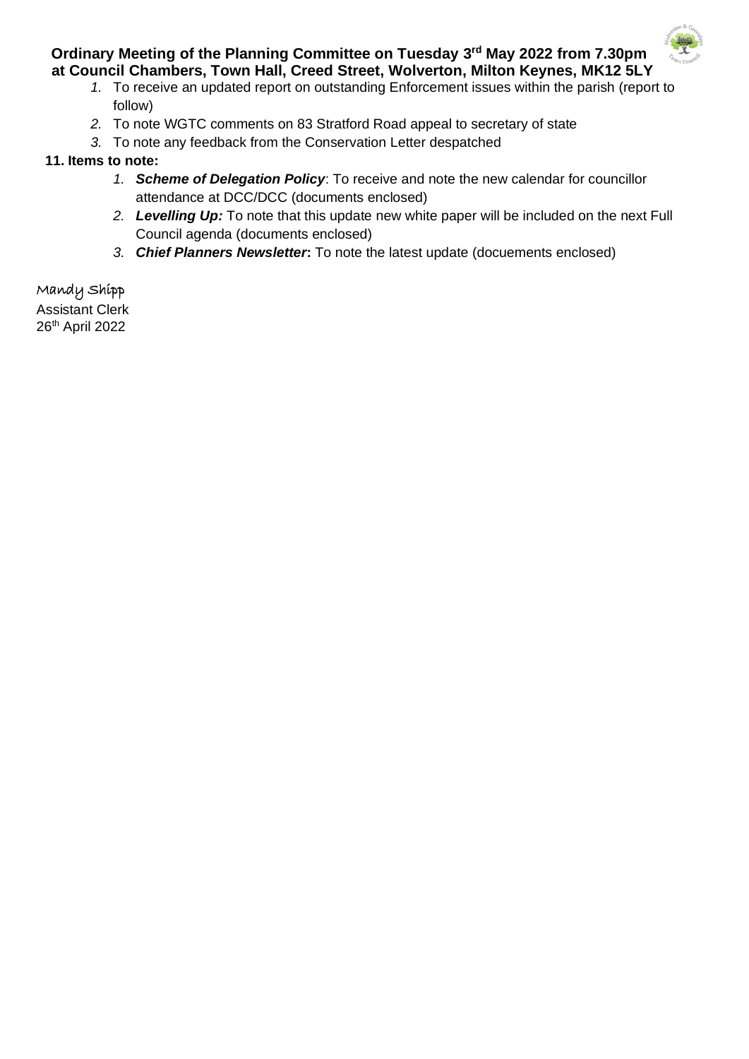**Ordinary Meeting of the Planning Committee on Tuesday 3rd May 2022 from 7.30pm at Council Chambers, Town Hall, Creed Street, Wolverton, Milton Keynes, MK12 5LY**

1. To receive an updated report on outstanding Enforcement issues within the parish (report to follow)
2. To note WGTC comments on 83 Stratford Road appeal to secretary of state
3. To note any feedback from the Conservation Letter despatched

**11. Items to note:**

1. ***Scheme of Delegation Policy***: To receive and note the new calendar for councillor attendance at DCC/DCC (documents enclosed)
2. ***Levelling Up:*** To note that this update new white paper will be included on the next Full Council agenda (documents enclosed)
3. ***Chief Planners Newsletter*****:** To note the latest update (docuements enclosed)

Mandy Shipp
Assistant Clerk
26th April 2022